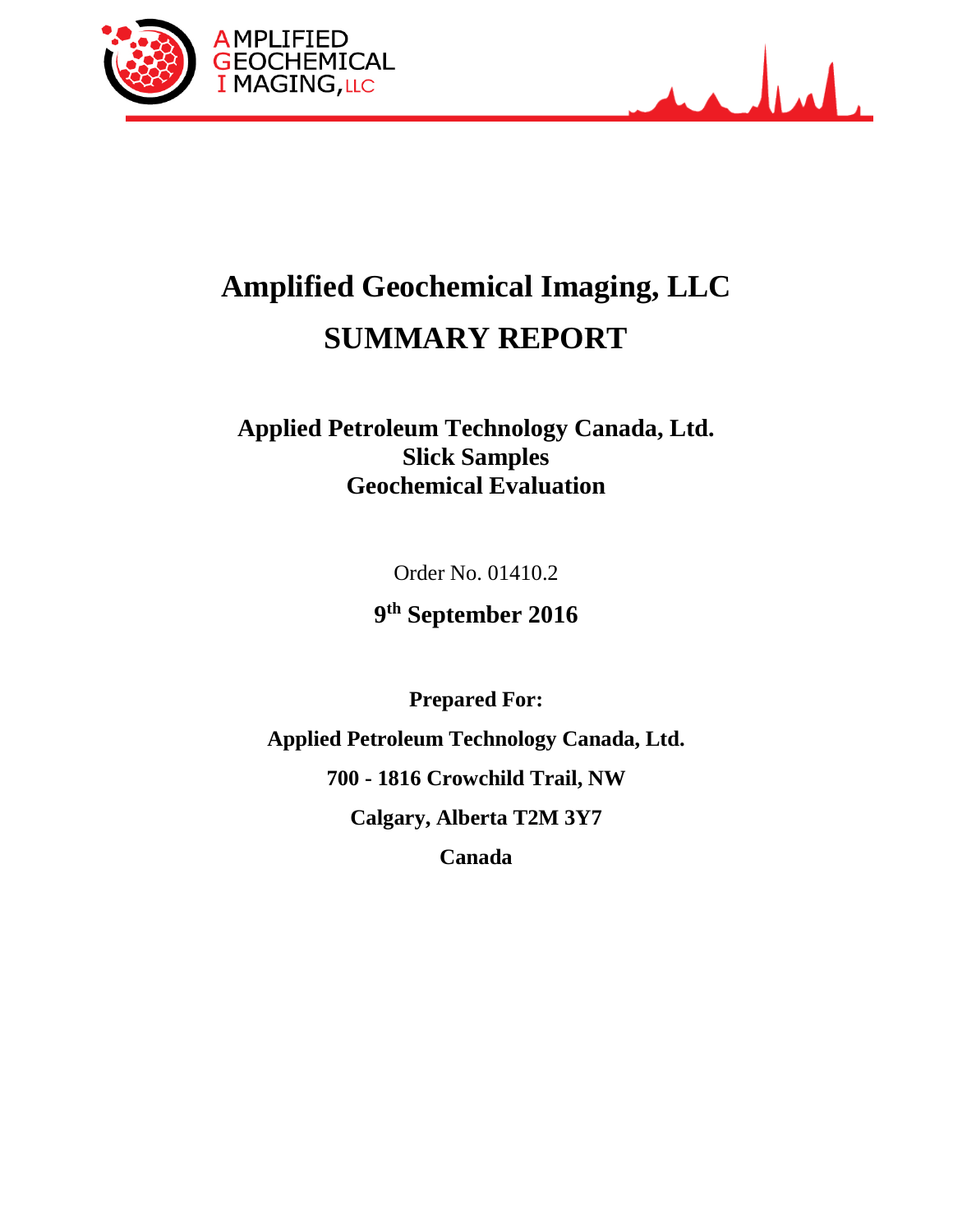# Amplified Geochemical Imaging, LLC

# SUMMARY REPORT

## Applied Petroleum Technology Canada, Ltd.
## Slick Samples
## Geochemical Evaluation

Order No. 01410.2

**9th September 2016**

**Prepared For:**

**Applied Petroleum Technology Canada, Ltd.**

**700 - 1816 Crowchild Trail, NW**

**Calgary, Alberta T2M 3Y7**

**Canada**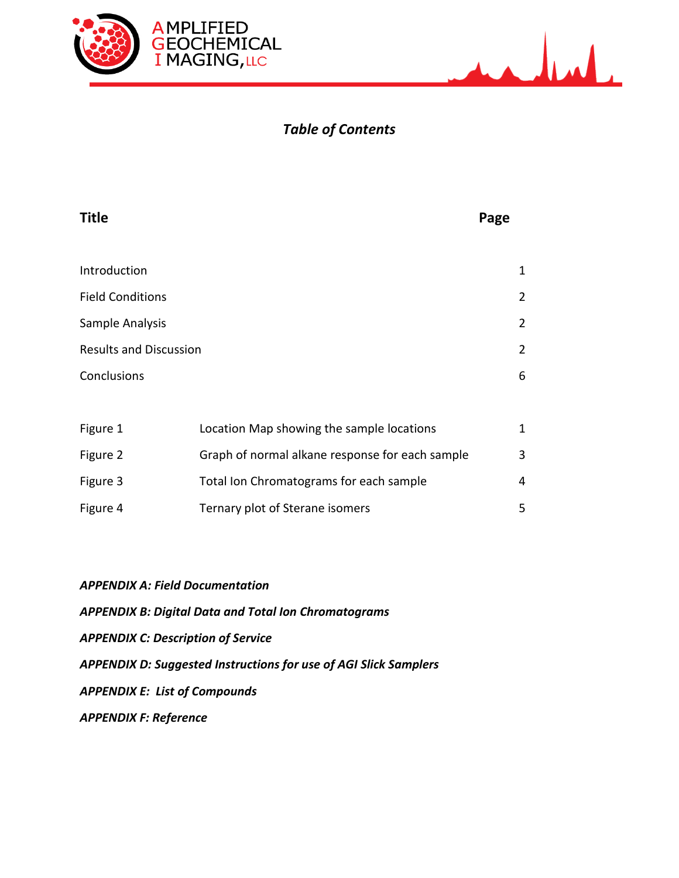## *Table of Contents*

| Title | | Page |
|---|---|---|
| Introduction | | 1 |
| Field Conditions | | 2 |
| Sample Analysis | | 2 |
| Results and Discussion | | 2 |
| Conclusions | | 6 |
| | | |
| Figure 1 | Location Map showing the sample locations | 1 |
| Figure 2 | Graph of normal alkane response for each sample | 3 |
| Figure 3 | Total Ion Chromatograms for each sample | 4 |
| Figure 4 | Ternary plot of Sterane isomers | 5 |

***APPENDIX A: Field Documentation***

***APPENDIX B: Digital Data and Total Ion Chromatograms***

***APPENDIX C: Description of Service***

***APPENDIX D: Suggested Instructions for use of AGI Slick Samplers***

***APPENDIX E: List of Compounds***

***APPENDIX F: Reference***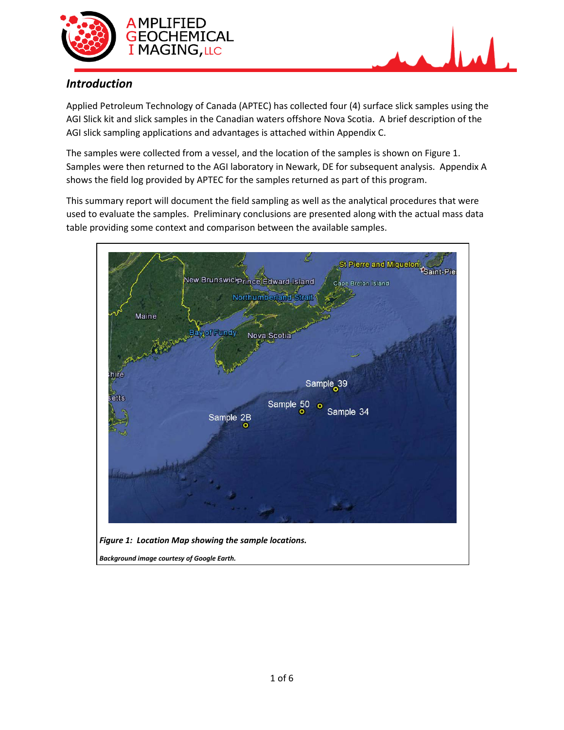## *Introduction*

Applied Petroleum Technology of Canada (APTEC) has collected four (4) surface slick samples using the AGI Slick kit and slick samples in the Canadian waters offshore Nova Scotia. A brief description of the AGI slick sampling applications and advantages is attached within Appendix C.

The samples were collected from a vessel, and the location of the samples is shown on Figure 1. Samples were then returned to the AGI laboratory in Newark, DE for subsequent analysis. Appendix A shows the field log provided by APTEC for the samples returned as part of this program.

This summary report will document the field sampling as well as the analytical procedures that were used to evaluate the samples. Preliminary conclusions are presented along with the actual mass data table providing some context and comparison between the available samples.

***Figure 1: Location Map showing the sample locations.***

***Background image courtesy of Google Earth.***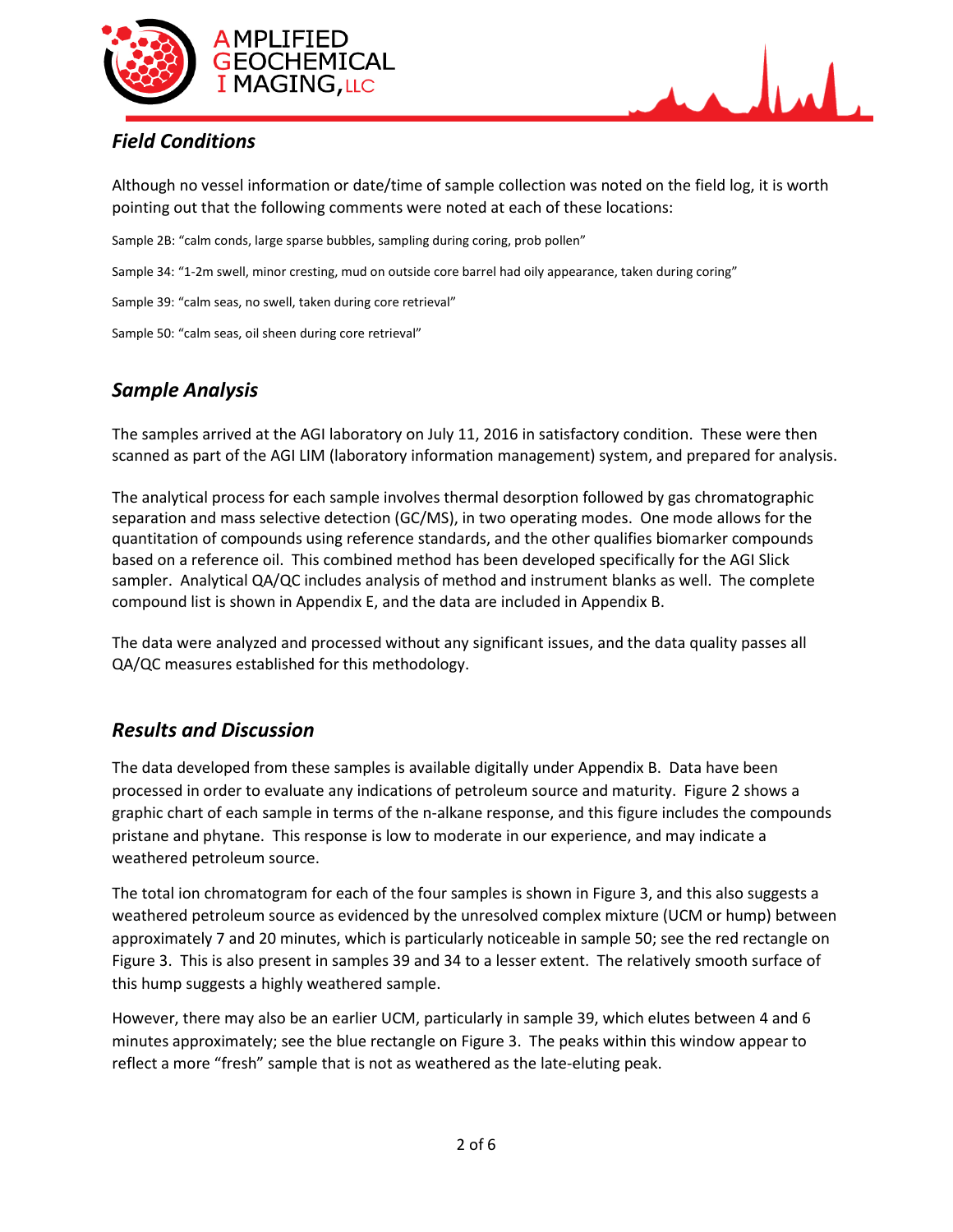## *Field Conditions*

Although no vessel information or date/time of sample collection was noted on the field log, it is worth pointing out that the following comments were noted at each of these locations:

Sample 2B: "calm conds, large sparse bubbles, sampling during coring, prob pollen"

Sample 34: "1-2m swell, minor cresting, mud on outside core barrel had oily appearance, taken during coring"

Sample 39: "calm seas, no swell, taken during core retrieval"

Sample 50: "calm seas, oil sheen during core retrieval"

## *Sample Analysis*

The samples arrived at the AGI laboratory on July 11, 2016 in satisfactory condition. These were then scanned as part of the AGI LIM (laboratory information management) system, and prepared for analysis.

The analytical process for each sample involves thermal desorption followed by gas chromatographic separation and mass selective detection (GC/MS), in two operating modes. One mode allows for the quantitation of compounds using reference standards, and the other qualifies biomarker compounds based on a reference oil. This combined method has been developed specifically for the AGI Slick sampler. Analytical QA/QC includes analysis of method and instrument blanks as well. The complete compound list is shown in Appendix E, and the data are included in Appendix B.

The data were analyzed and processed without any significant issues, and the data quality passes all QA/QC measures established for this methodology.

## *Results and Discussion*

The data developed from these samples is available digitally under Appendix B. Data have been processed in order to evaluate any indications of petroleum source and maturity. Figure 2 shows a graphic chart of each sample in terms of the n-alkane response, and this figure includes the compounds pristane and phytane. This response is low to moderate in our experience, and may indicate a weathered petroleum source.

The total ion chromatogram for each of the four samples is shown in Figure 3, and this also suggests a weathered petroleum source as evidenced by the unresolved complex mixture (UCM or hump) between approximately 7 and 20 minutes, which is particularly noticeable in sample 50; see the red rectangle on Figure 3. This is also present in samples 39 and 34 to a lesser extent. The relatively smooth surface of this hump suggests a highly weathered sample.

However, there may also be an earlier UCM, particularly in sample 39, which elutes between 4 and 6 minutes approximately; see the blue rectangle on Figure 3. The peaks within this window appear to reflect a more "fresh" sample that is not as weathered as the late-eluting peak.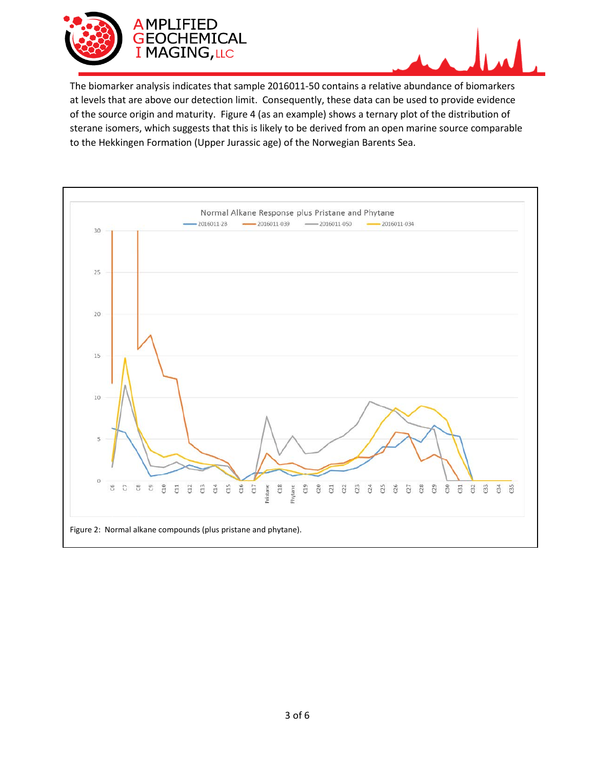The biomarker analysis indicates that sample 2016011-50 contains a relative abundance of biomarkers at levels that are above our detection limit. Consequently, these data can be used to provide evidence of the source origin and maturity. Figure 4 (as an example) shows a ternary plot of the distribution of sterane isomers, which suggests that this is likely to be derived from an open marine source comparable to the Hekkingen Formation (Upper Jurassic age) of the Norwegian Barents Sea.

Figure 2: Normal alkane compounds (plus pristane and phytane).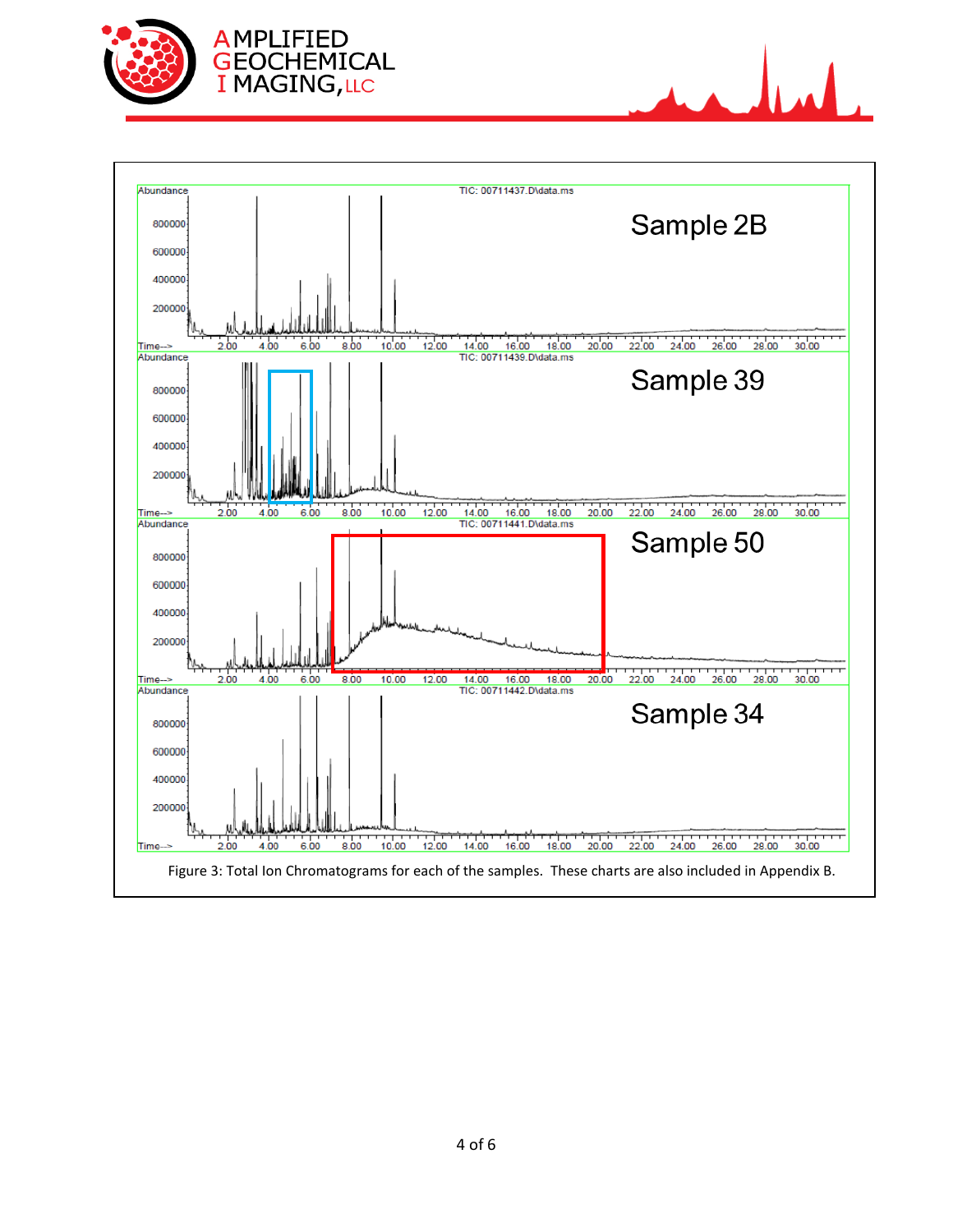Figure 3: Total Ion Chromatograms for each of the samples. These charts are also included in Appendix B.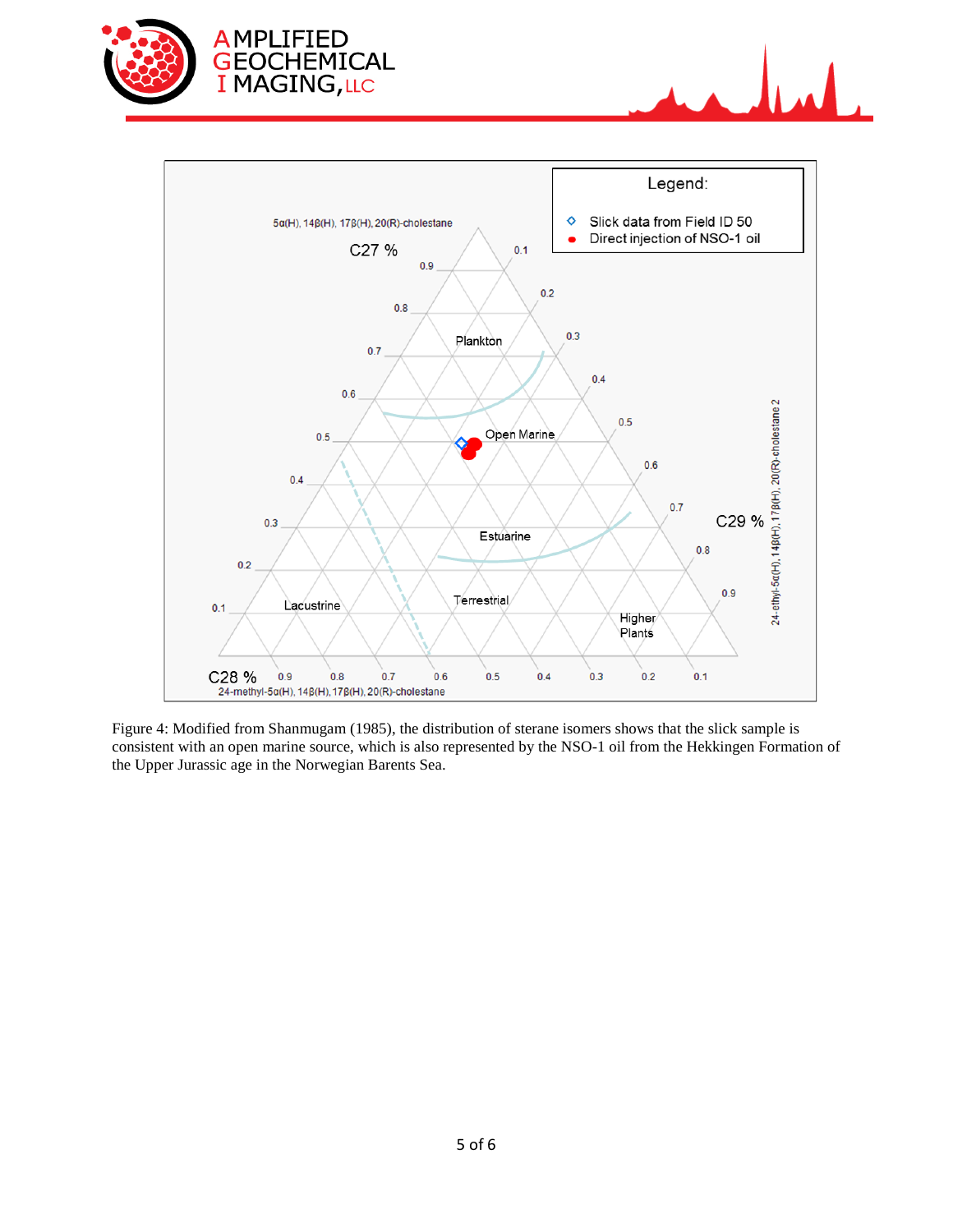Figure 4: Modified from Shanmugam (1985), the distribution of sterane isomers shows that the slick sample is consistent with an open marine source, which is also represented by the NSO-1 oil from the Hekkingen Formation of the Upper Jurassic age in the Norwegian Barents Sea.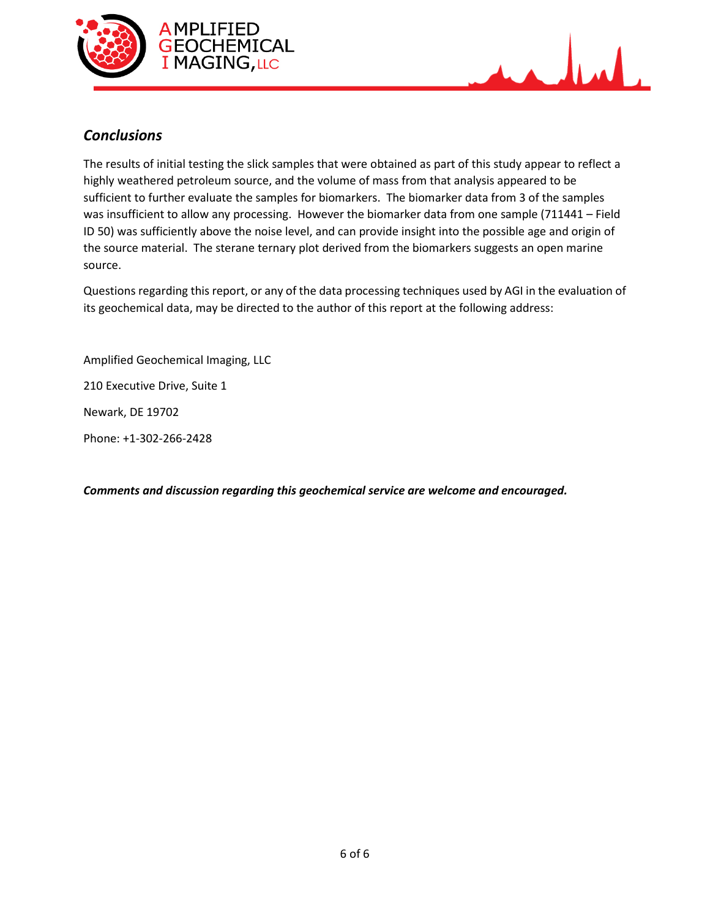## *Conclusions*

The results of initial testing the slick samples that were obtained as part of this study appear to reflect a highly weathered petroleum source, and the volume of mass from that analysis appeared to be sufficient to further evaluate the samples for biomarkers. The biomarker data from 3 of the samples was insufficient to allow any processing. However the biomarker data from one sample (711441 – Field ID 50) was sufficiently above the noise level, and can provide insight into the possible age and origin of the source material. The sterane ternary plot derived from the biomarkers suggests an open marine source.

Questions regarding this report, or any of the data processing techniques used by AGI in the evaluation of its geochemical data, may be directed to the author of this report at the following address:

Amplified Geochemical Imaging, LLC

210 Executive Drive, Suite 1

Newark, DE 19702

Phone: +1-302-266-2428

***Comments and discussion regarding this geochemical service are welcome and encouraged.***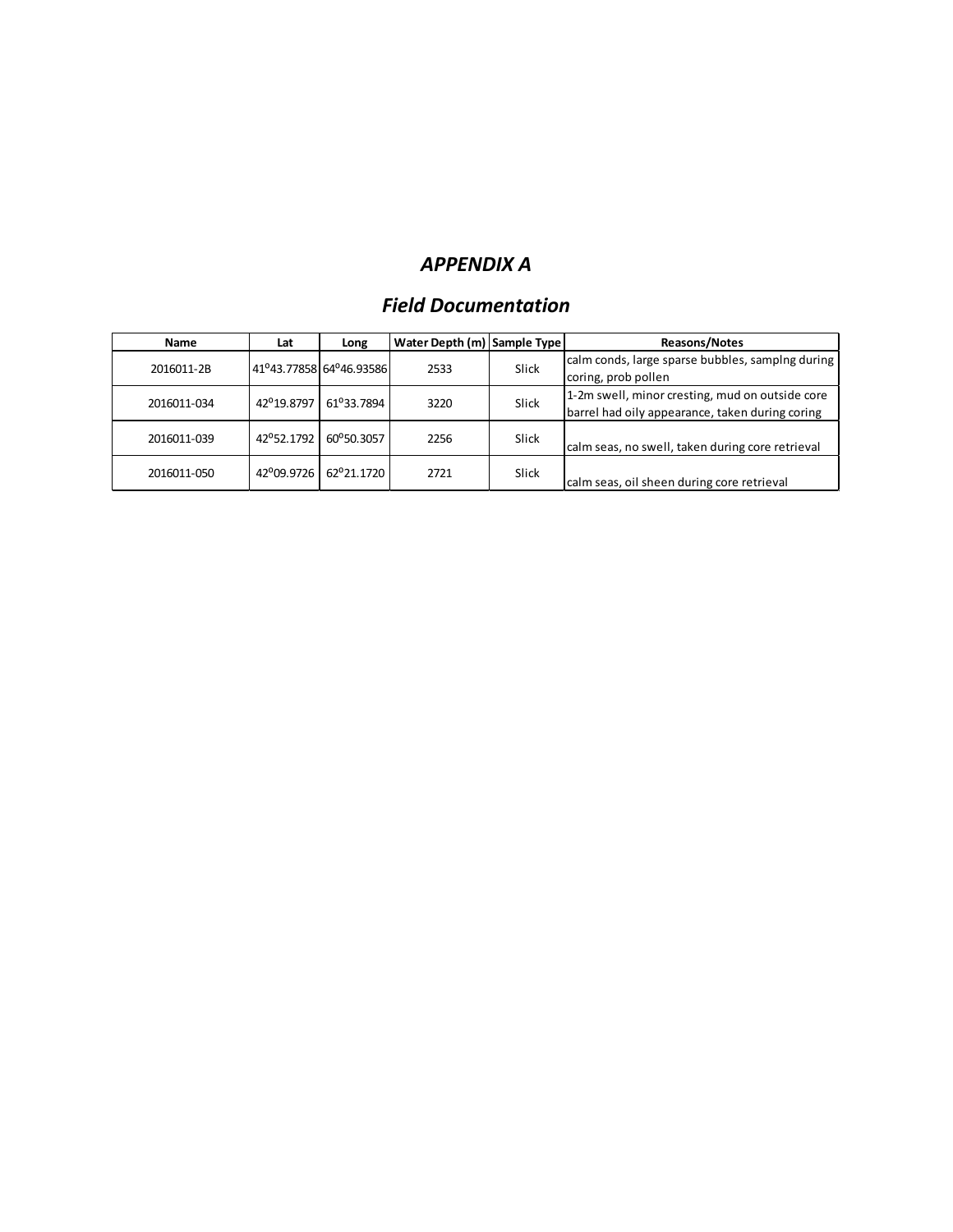# *APPENDIX A*

## *Field Documentation*

| Name | Lat | Long | Water Depth (m) | Sample Type | Reasons/Notes |
|---|---|---|---|---|---|
| 2016011-2B | 41°43.77858 | 64°46.93586 | 2533 | Slick | calm conds, large sparse bubbles, samplng during coring, prob pollen |
| 2016011-034 | 42°19.8797 | 61°33.7894 | 3220 | Slick | 1-2m swell, minor cresting, mud on outside core barrel had oily appearance, taken during coring |
| 2016011-039 | 42°52.1792 | 60°50.3057 | 2256 | Slick | calm seas, no swell, taken during core retrieval |
| 2016011-050 | 42°09.9726 | 62°21.1720 | 2721 | Slick | calm seas, oil sheen during core retrieval |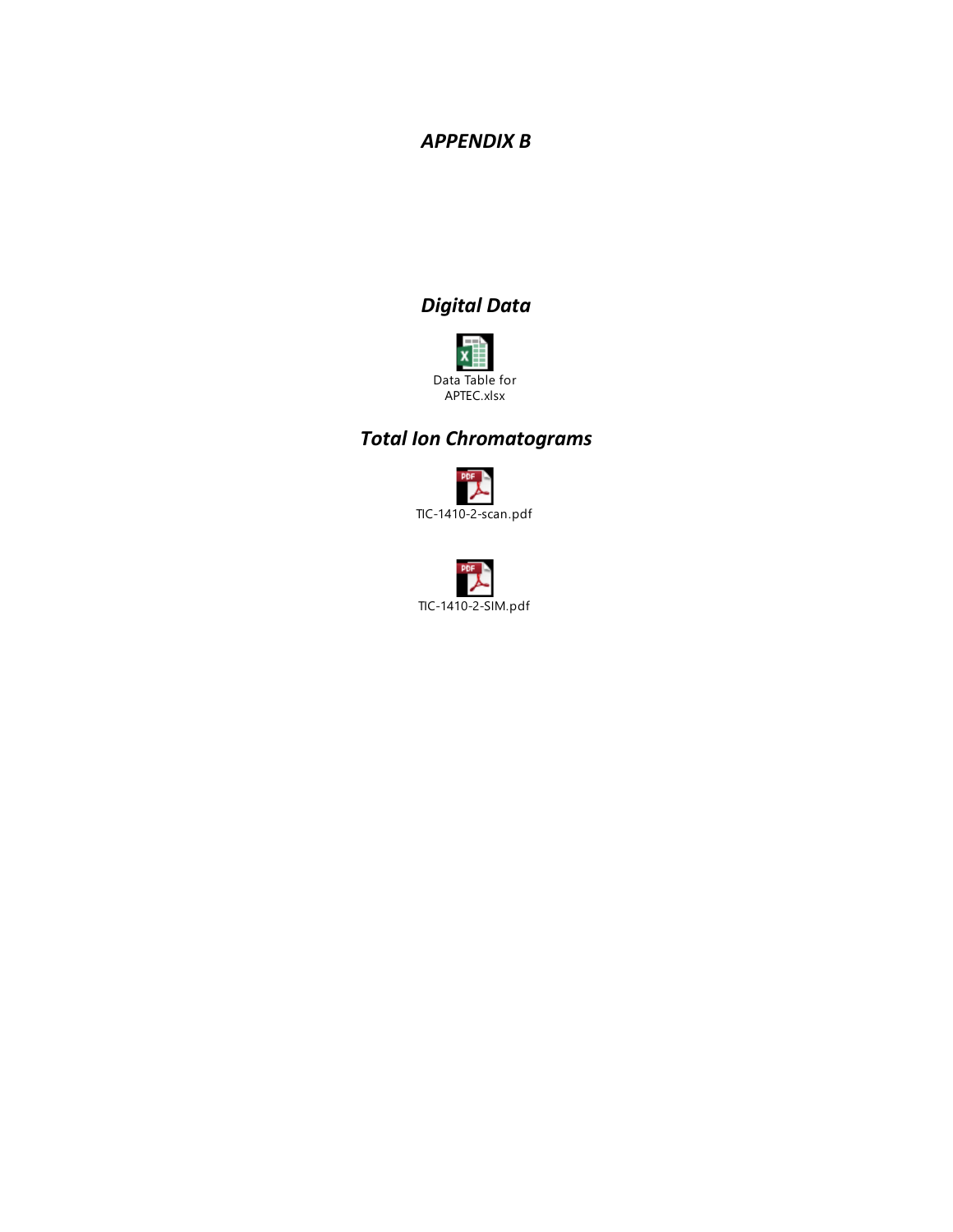# *APPENDIX B*

## *Digital Data*

Data Table for APTEC.xlsx

## *Total Ion Chromatograms*

TIC-1410-2-scan.pdf

TIC-1410-2-SIM.pdf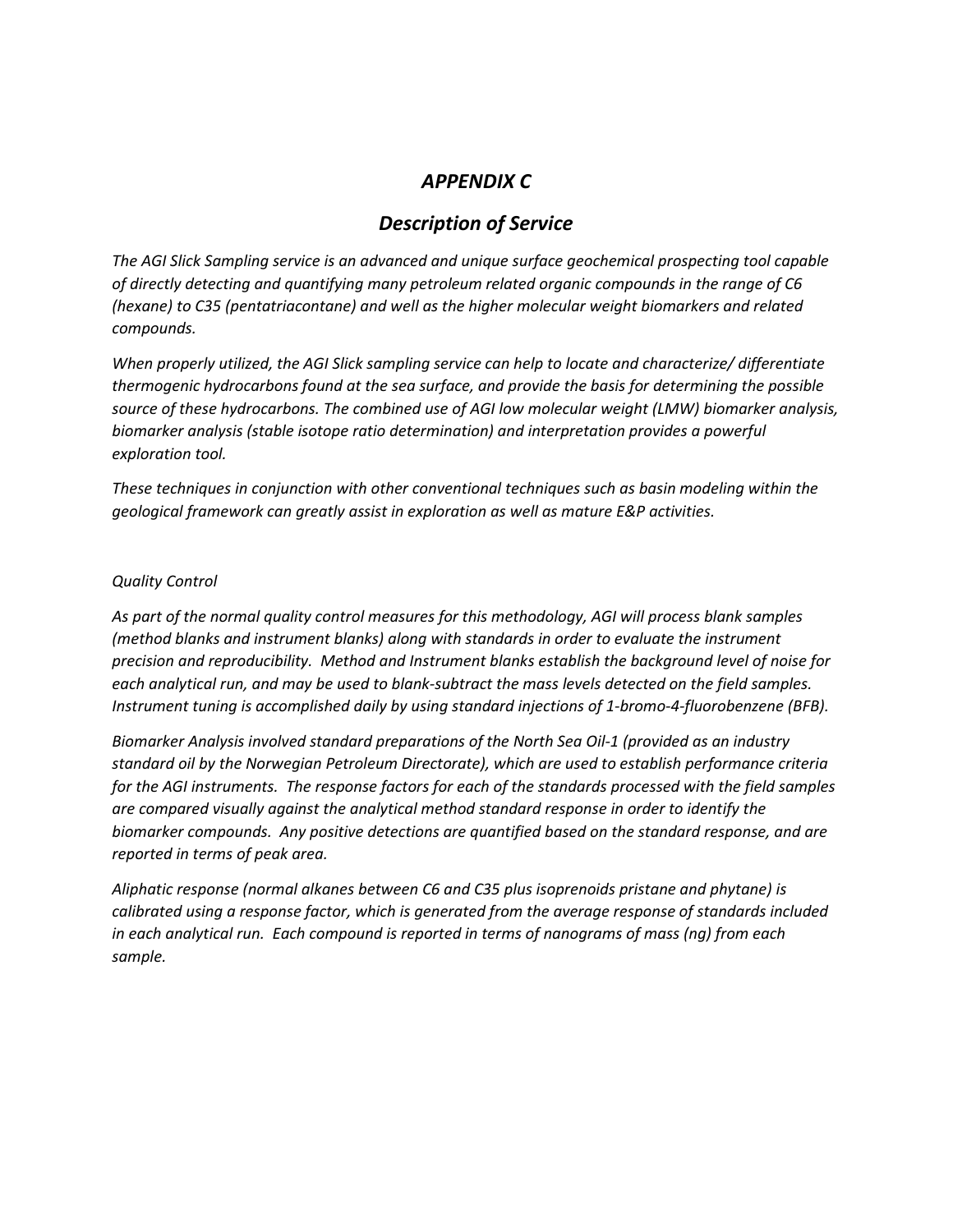# *APPENDIX C*

## *Description of Service*

*The AGI Slick Sampling service is an advanced and unique surface geochemical prospecting tool capable of directly detecting and quantifying many petroleum related organic compounds in the range of C6 (hexane) to C35 (pentatriacontane) and well as the higher molecular weight biomarkers and related compounds.*

*When properly utilized, the AGI Slick sampling service can help to locate and characterize/ differentiate thermogenic hydrocarbons found at the sea surface, and provide the basis for determining the possible source of these hydrocarbons. The combined use of AGI low molecular weight (LMW) biomarker analysis, biomarker analysis (stable isotope ratio determination) and interpretation provides a powerful exploration tool.*

*These techniques in conjunction with other conventional techniques such as basin modeling within the geological framework can greatly assist in exploration as well as mature E&P activities.*

*Quality Control*

*As part of the normal quality control measures for this methodology, AGI will process blank samples (method blanks and instrument blanks) along with standards in order to evaluate the instrument precision and reproducibility. Method and Instrument blanks establish the background level of noise for each analytical run, and may be used to blank-subtract the mass levels detected on the field samples. Instrument tuning is accomplished daily by using standard injections of 1-bromo-4-fluorobenzene (BFB).*

*Biomarker Analysis involved standard preparations of the North Sea Oil-1 (provided as an industry standard oil by the Norwegian Petroleum Directorate), which are used to establish performance criteria for the AGI instruments. The response factors for each of the standards processed with the field samples are compared visually against the analytical method standard response in order to identify the biomarker compounds. Any positive detections are quantified based on the standard response, and are reported in terms of peak area.*

*Aliphatic response (normal alkanes between C6 and C35 plus isoprenoids pristane and phytane) is calibrated using a response factor, which is generated from the average response of standards included in each analytical run. Each compound is reported in terms of nanograms of mass (ng) from each sample.*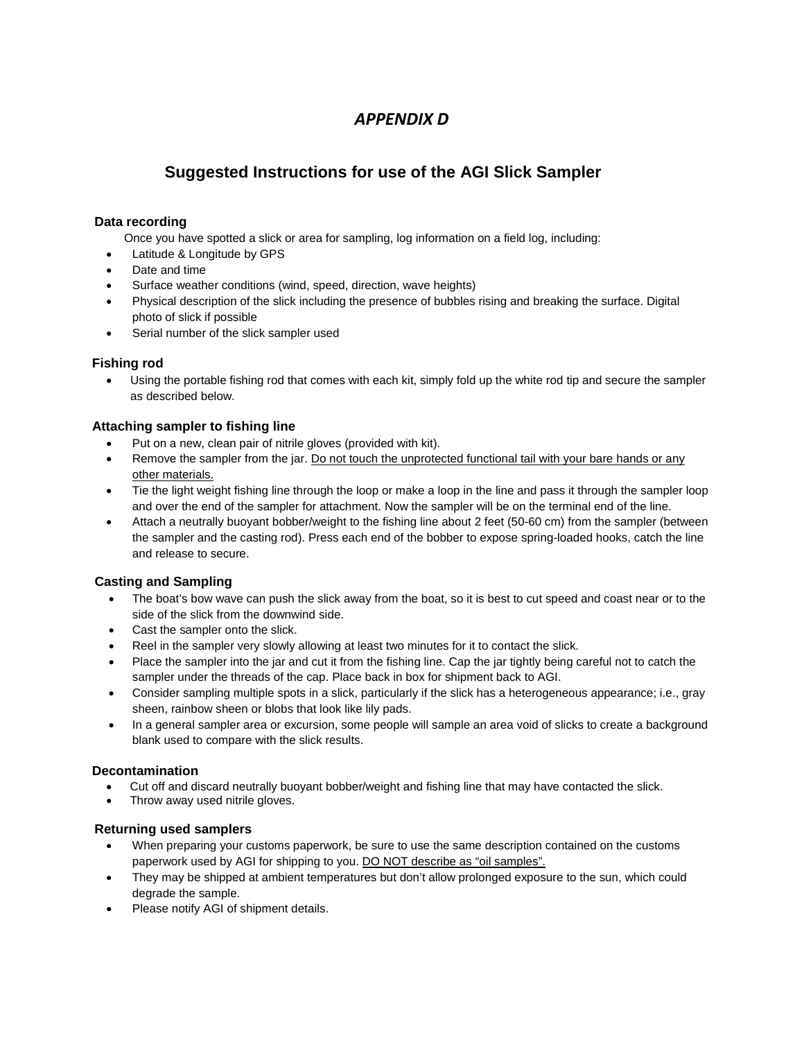# *APPENDIX D*

## Suggested Instructions for use of the AGI Slick Sampler

### Data recording

Once you have spotted a slick or area for sampling, log information on a field log, including:

- Latitude & Longitude by GPS
- Date and time
- Surface weather conditions (wind, speed, direction, wave heights)
- Physical description of the slick including the presence of bubbles rising and breaking the surface. Digital photo of slick if possible
- Serial number of the slick sampler used

### Fishing rod

- Using the portable fishing rod that comes with each kit, simply fold up the white rod tip and secure the sampler as described below.

### Attaching sampler to fishing line

- Put on a new, clean pair of nitrile gloves (provided with kit).
- Remove the sampler from the jar. <u>Do not touch the unprotected functional tail with your bare hands or any other materials.</u>
- Tie the light weight fishing line through the loop or make a loop in the line and pass it through the sampler loop and over the end of the sampler for attachment. Now the sampler will be on the terminal end of the line.
- Attach a neutrally buoyant bobber/weight to the fishing line about 2 feet (50-60 cm) from the sampler (between the sampler and the casting rod). Press each end of the bobber to expose spring-loaded hooks, catch the line and release to secure.

### Casting and Sampling

- The boat's bow wave can push the slick away from the boat, so it is best to cut speed and coast near or to the side of the slick from the downwind side.
- Cast the sampler onto the slick.
- Reel in the sampler very slowly allowing at least two minutes for it to contact the slick.
- Place the sampler into the jar and cut it from the fishing line. Cap the jar tightly being careful not to catch the sampler under the threads of the cap. Place back in box for shipment back to AGI.
- Consider sampling multiple spots in a slick, particularly if the slick has a heterogeneous appearance; i.e., gray sheen, rainbow sheen or blobs that look like lily pads.
- In a general sampler area or excursion, some people will sample an area void of slicks to create a background blank used to compare with the slick results.

### Decontamination

- Cut off and discard neutrally buoyant bobber/weight and fishing line that may have contacted the slick.
- Throw away used nitrile gloves.

### Returning used samplers

- When preparing your customs paperwork, be sure to use the same description contained on the customs paperwork used by AGI for shipping to you. <u>DO NOT describe as "oil samples".</u>
- They may be shipped at ambient temperatures but don't allow prolonged exposure to the sun, which could degrade the sample.
- Please notify AGI of shipment details.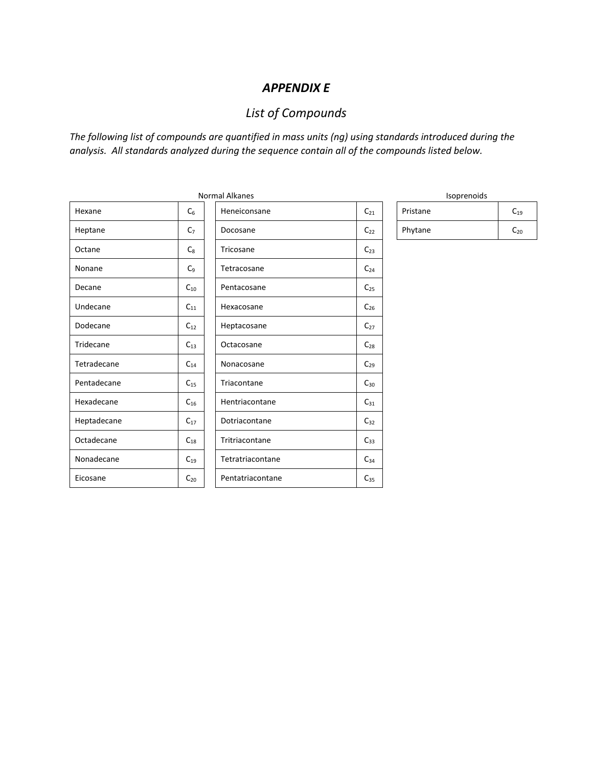# *APPENDIX E*

## *List of Compounds*

*The following list of compounds are quantified in mass units (ng) using standards introduced during the analysis. All standards analyzed during the sequence contain all of the compounds listed below.*

Normal Alkanes

| Compound | Carbon | Compound | Carbon |
|---|---|---|---|
| Hexane | $C_6$ | Heneiconsane | $C_{21}$ |
| Heptane | $C_7$ | Docosane | $C_{22}$ |
| Octane | $C_8$ | Tricosane | $C_{23}$ |
| Nonane | $C_9$ | Tetracosane | $C_{24}$ |
| Decane | $C_{10}$ | Pentacosane | $C_{25}$ |
| Undecane | $C_{11}$ | Hexacosane | $C_{26}$ |
| Dodecane | $C_{12}$ | Heptacosane | $C_{27}$ |
| Tridecane | $C_{13}$ | Octacosane | $C_{28}$ |
| Tetradecane | $C_{14}$ | Nonacosane | $C_{29}$ |
| Pentadecane | $C_{15}$ | Triacontane | $C_{30}$ |
| Hexadecane | $C_{16}$ | Hentriacontane | $C_{31}$ |
| Heptadecane | $C_{17}$ | Dotriacontane | $C_{32}$ |
| Octadecane | $C_{18}$ | Tritriacontane | $C_{33}$ |
| Nonadecane | $C_{19}$ | Tetratriacontane | $C_{34}$ |
| Eicosane | $C_{20}$ | Pentatriacontane | $C_{35}$ |

Isoprenoids

| Compound | Carbon |
|---|---|
| Pristane | $C_{19}$ |
| Phytane | $C_{20}$ |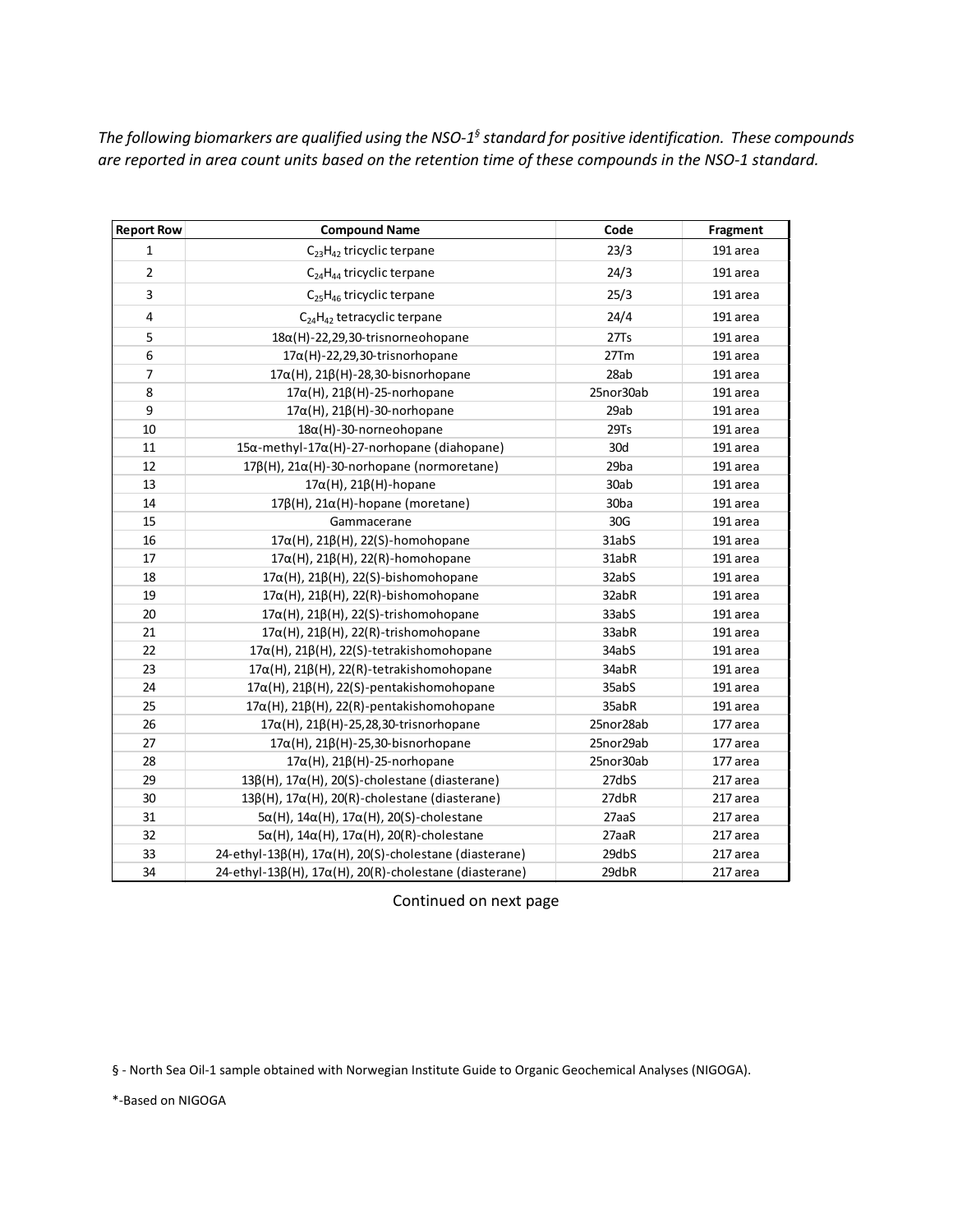*The following biomarkers are qualified using the NSO-1[§] standard for positive identification. These compounds are reported in area count units based on the retention time of these compounds in the NSO-1 standard.*

| Report Row | Compound Name | Code | Fragment |
|---|---|---|---|
| 1 | $C_{23}H_{42}$ tricyclic terpane | 23/3 | 191 area |
| 2 | $C_{24}H_{44}$ tricyclic terpane | 24/3 | 191 area |
| 3 | $C_{25}H_{46}$ tricyclic terpane | 25/3 | 191 area |
| 4 | $C_{24}H_{42}$ tetracyclic terpane | 24/4 | 191 area |
| 5 | 18α(H)-22,29,30-trisnorneohopane | 27Ts | 191 area |
| 6 | 17α(H)-22,29,30-trisnorhopane | 27Tm | 191 area |
| 7 | 17α(H), 21β(H)-28,30-bisnorhopane | 28ab | 191 area |
| 8 | 17α(H), 21β(H)-25-norhopane | 25nor30ab | 191 area |
| 9 | 17α(H), 21β(H)-30-norhopane | 29ab | 191 area |
| 10 | 18α(H)-30-norneohopane | 29Ts | 191 area |
| 11 | 15α-methyl-17α(H)-27-norhopane (diahopane) | 30d | 191 area |
| 12 | 17β(H), 21α(H)-30-norhopane (normoretane) | 29ba | 191 area |
| 13 | 17α(H), 21β(H)-hopane | 30ab | 191 area |
| 14 | 17β(H), 21α(H)-hopane (moretane) | 30ba | 191 area |
| 15 | Gammacerane | 30G | 191 area |
| 16 | 17α(H), 21β(H), 22(S)-homohopane | 31abS | 191 area |
| 17 | 17α(H), 21β(H), 22(R)-homohopane | 31abR | 191 area |
| 18 | 17α(H), 21β(H), 22(S)-bishomohopane | 32abS | 191 area |
| 19 | 17α(H), 21β(H), 22(R)-bishomohopane | 32abR | 191 area |
| 20 | 17α(H), 21β(H), 22(S)-trishomohopane | 33abS | 191 area |
| 21 | 17α(H), 21β(H), 22(R)-trishomohopane | 33abR | 191 area |
| 22 | 17α(H), 21β(H), 22(S)-tetrakishomohopane | 34abS | 191 area |
| 23 | 17α(H), 21β(H), 22(R)-tetrakishomohopane | 34abR | 191 area |
| 24 | 17α(H), 21β(H), 22(S)-pentakishomohopane | 35abS | 191 area |
| 25 | 17α(H), 21β(H), 22(R)-pentakishomohopane | 35abR | 191 area |
| 26 | 17α(H), 21β(H)-25,28,30-trisnorhopane | 25nor28ab | 177 area |
| 27 | 17α(H), 21β(H)-25,30-bisnorhopane | 25nor29ab | 177 area |
| 28 | 17α(H), 21β(H)-25-norhopane | 25nor30ab | 177 area |
| 29 | 13β(H), 17α(H), 20(S)-cholestane (diasterane) | 27dbS | 217 area |
| 30 | 13β(H), 17α(H), 20(R)-cholestane (diasterane) | 27dbR | 217 area |
| 31 | 5α(H), 14α(H), 17α(H), 20(S)-cholestane | 27aaS | 217 area |
| 32 | 5α(H), 14α(H), 17α(H), 20(R)-cholestane | 27aaR | 217 area |
| 33 | 24-ethyl-13β(H), 17α(H), 20(S)-cholestane (diasterane) | 29dbS | 217 area |
| 34 | 24-ethyl-13β(H), 17α(H), 20(R)-cholestane (diasterane) | 29dbR | 217 area |

Continued on next page

§ - North Sea Oil-1 sample obtained with Norwegian Institute Guide to Organic Geochemical Analyses (NIGOGA).

*-Based on NIGOGA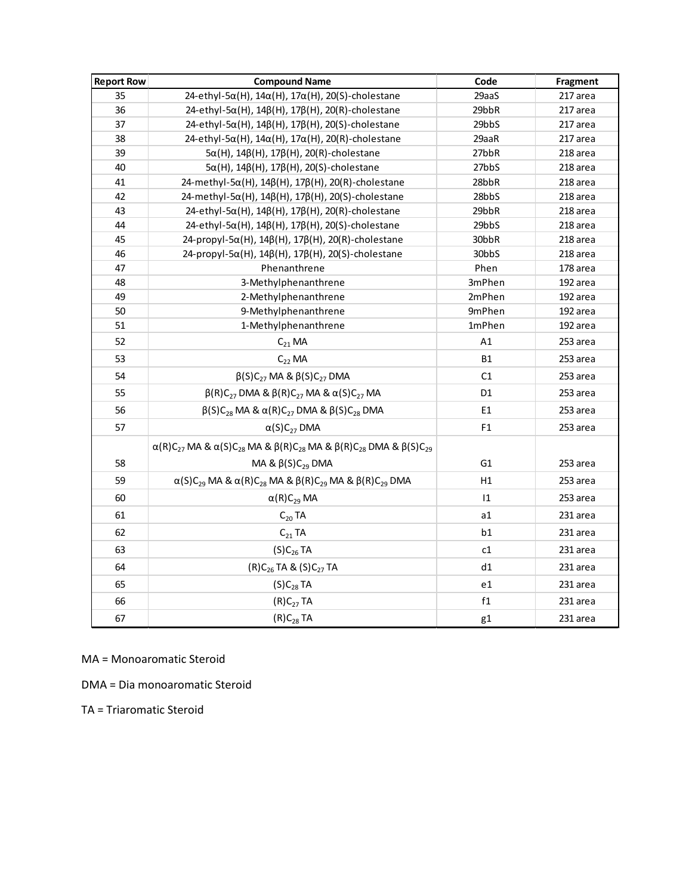| Report Row | Compound Name | Code | Fragment |
|---|---|---|---|
| 35 | 24-ethyl-5α(H), 14α(H), 17α(H), 20(S)-cholestane | 29aaS | 217 area |
| 36 | 24-ethyl-5α(H), 14β(H), 17β(H), 20(R)-cholestane | 29bbR | 217 area |
| 37 | 24-ethyl-5α(H), 14β(H), 17β(H), 20(S)-cholestane | 29bbS | 217 area |
| 38 | 24-ethyl-5α(H), 14α(H), 17α(H), 20(R)-cholestane | 29aaR | 217 area |
| 39 | 5α(H), 14β(H), 17β(H), 20(R)-cholestane | 27bbR | 218 area |
| 40 | 5α(H), 14β(H), 17β(H), 20(S)-cholestane | 27bbS | 218 area |
| 41 | 24-methyl-5α(H), 14β(H), 17β(H), 20(R)-cholestane | 28bbR | 218 area |
| 42 | 24-methyl-5α(H), 14β(H), 17β(H), 20(S)-cholestane | 28bbS | 218 area |
| 43 | 24-ethyl-5α(H), 14β(H), 17β(H), 20(R)-cholestane | 29bbR | 218 area |
| 44 | 24-ethyl-5α(H), 14β(H), 17β(H), 20(S)-cholestane | 29bbS | 218 area |
| 45 | 24-propyl-5α(H), 14β(H), 17β(H), 20(R)-cholestane | 30bbR | 218 area |
| 46 | 24-propyl-5α(H), 14β(H), 17β(H), 20(S)-cholestane | 30bbS | 218 area |
| 47 | Phenanthrene | Phen | 178 area |
| 48 | 3-Methylphenanthrene | 3mPhen | 192 area |
| 49 | 2-Methylphenanthrene | 2mPhen | 192 area |
| 50 | 9-Methylphenanthrene | 9mPhen | 192 area |
| 51 | 1-Methylphenanthrene | 1mPhen | 192 area |
| 52 | $C_{21}$ MA | A1 | 253 area |
| 53 | $C_{22}$ MA | B1 | 253 area |
| 54 | β(S)$C_{27}$ MA & β(S)$C_{27}$ DMA | C1 | 253 area |
| 55 | β(R)$C_{27}$ DMA & β(R)$C_{27}$ MA & α(S)$C_{27}$ MA | D1 | 253 area |
| 56 | β(S)$C_{28}$ MA & α(R)$C_{27}$ DMA & β(S)$C_{28}$ DMA | E1 | 253 area |
| 57 | α(S)$C_{27}$ DMA | F1 | 253 area |
| 58 | α(R)$C_{27}$ MA & α(S)$C_{28}$ MA & β(R)$C_{28}$ MA & β(R)$C_{28}$ DMA & β(S)$C_{29}$ MA & β(S)$C_{29}$ DMA | G1 | 253 area |
| 59 | α(S)$C_{29}$ MA & α(R)$C_{28}$ MA & β(R)$C_{29}$ MA & β(R)$C_{29}$ DMA | H1 | 253 area |
| 60 | α(R)$C_{29}$ MA | I1 | 253 area |
| 61 | $C_{20}$ TA | a1 | 231 area |
| 62 | $C_{21}$ TA | b1 | 231 area |
| 63 | (S)$C_{26}$ TA | c1 | 231 area |
| 64 | (R)$C_{26}$ TA & (S)$C_{27}$ TA | d1 | 231 area |
| 65 | (S)$C_{28}$ TA | e1 | 231 area |
| 66 | (R)$C_{27}$ TA | f1 | 231 area |
| 67 | (R)$C_{28}$ TA | g1 | 231 area |

MA = Monoaromatic Steroid

DMA = Dia monoaromatic Steroid

TA = Triaromatic Steroid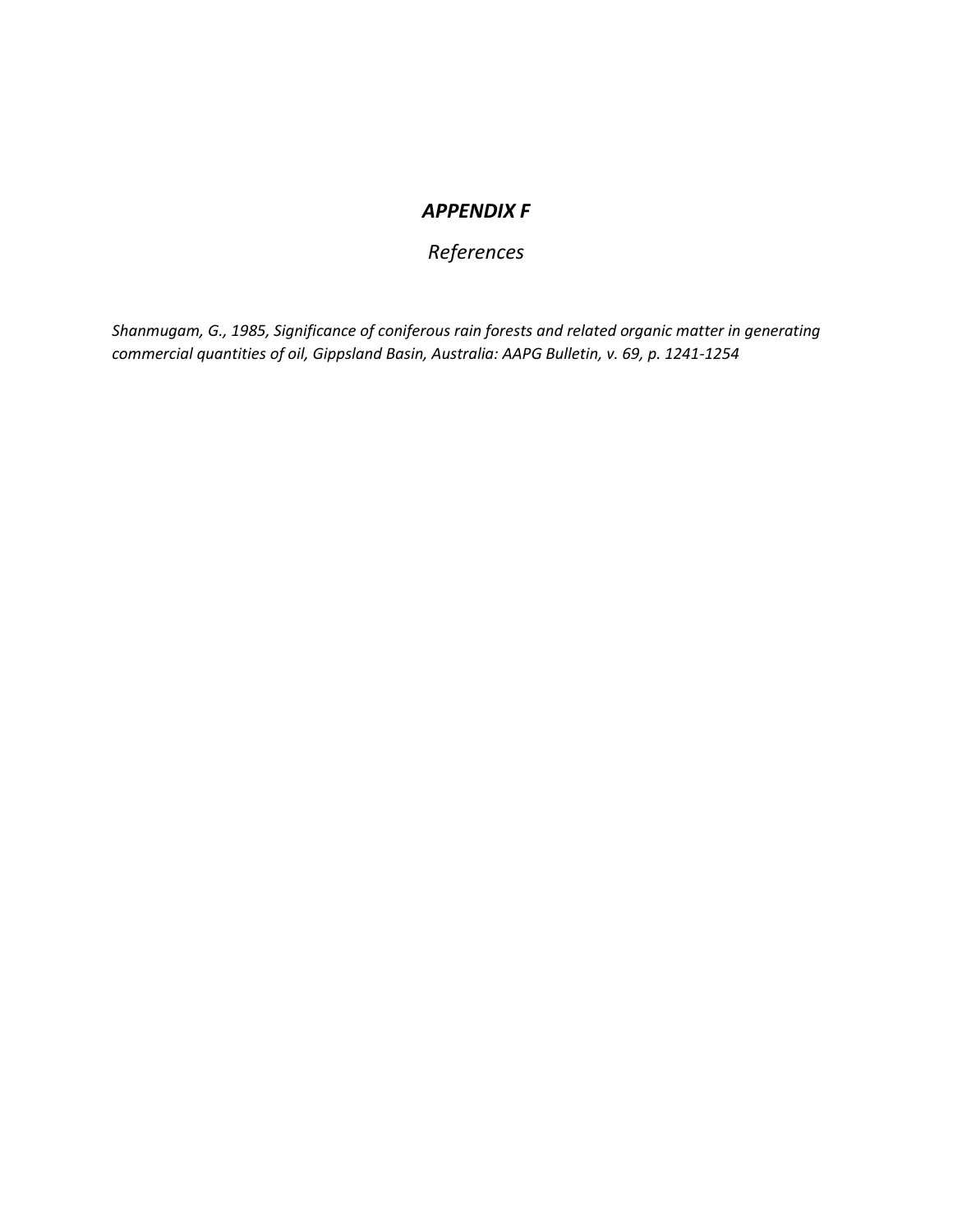# ***APPENDIX F***

## *References*

*Shanmugam, G., 1985, Significance of coniferous rain forests and related organic matter in generating commercial quantities of oil, Gippsland Basin, Australia: AAPG Bulletin, v. 69, p. 1241-1254*